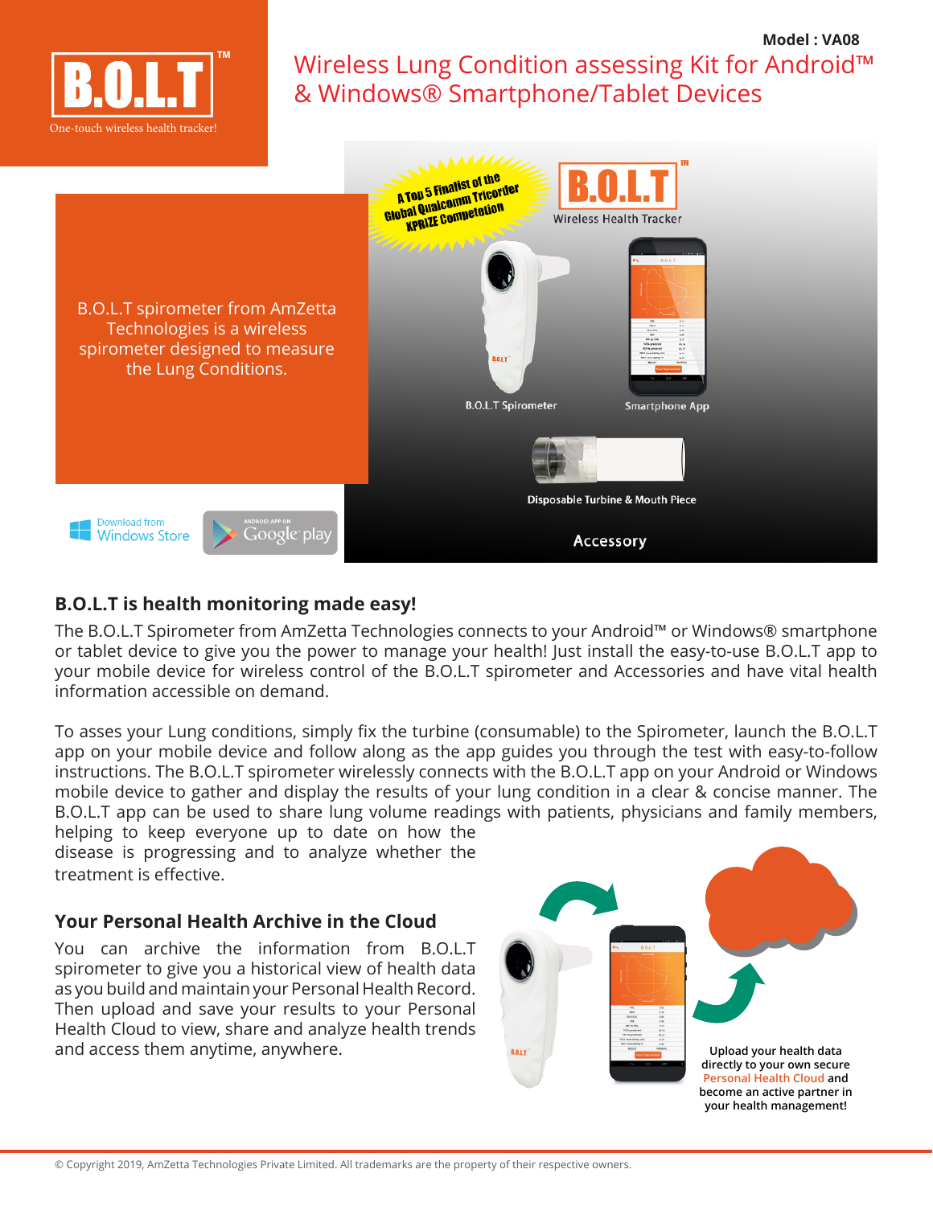Model : VA08

# Wireless Lung Condition assessing Kit for Android™ & Windows® Smartphone/Tablet Devices

B.O.L.T™

One-touch wireless health tracker!

B.O.L.T spirometer from AmZetta Technologies is a wireless spirometer designed to measure the Lung Conditions.

A Top 5 Finalist of the Global Qualcomm Tricorder XPRIZE Competition

B.O.L.T™ Wireless Health Tracker

B.O.L.T Spirometer

Smartphone App

Disposable Turbine & Mouth Piece

Accessory

Download from Windows Store

ANDROID APP ON Google play

## B.O.L.T is health monitoring made easy!

The B.O.L.T Spirometer from AmZetta Technologies connects to your Android™ or Windows® smartphone or tablet device to give you the power to manage your health! Just install the easy-to-use B.O.L.T app to your mobile device for wireless control of the B.O.L.T spirometer and Accessories and have vital health information accessible on demand.

To asses your Lung conditions, simply fix the turbine (consumable) to the Spirometer, launch the B.O.L.T app on your mobile device and follow along as the app guides you through the test with easy-to-follow instructions. The B.O.L.T spirometer wirelessly connects with the B.O.L.T app on your Android or Windows mobile device to gather and display the results of your lung condition in a clear & concise manner. The B.O.L.T app can be used to share lung volume readings with patients, physicians and family members, helping to keep everyone up to date on how the disease is progressing and to analyze whether the treatment is effective.

## Your Personal Health Archive in the Cloud

You can archive the information from B.O.L.T spirometer to give you a historical view of health data as you build and maintain your Personal Health Record. Then upload and save your results to your Personal Health Cloud to view, share and analyze health trends and access them anytime, anywhere.

**Upload your health data directly to your own secure Personal Health Cloud and become an active partner in your health management!**

© Copyright 2019, AmZetta Technologies Private Limited. All trademarks are the property of their respective owners.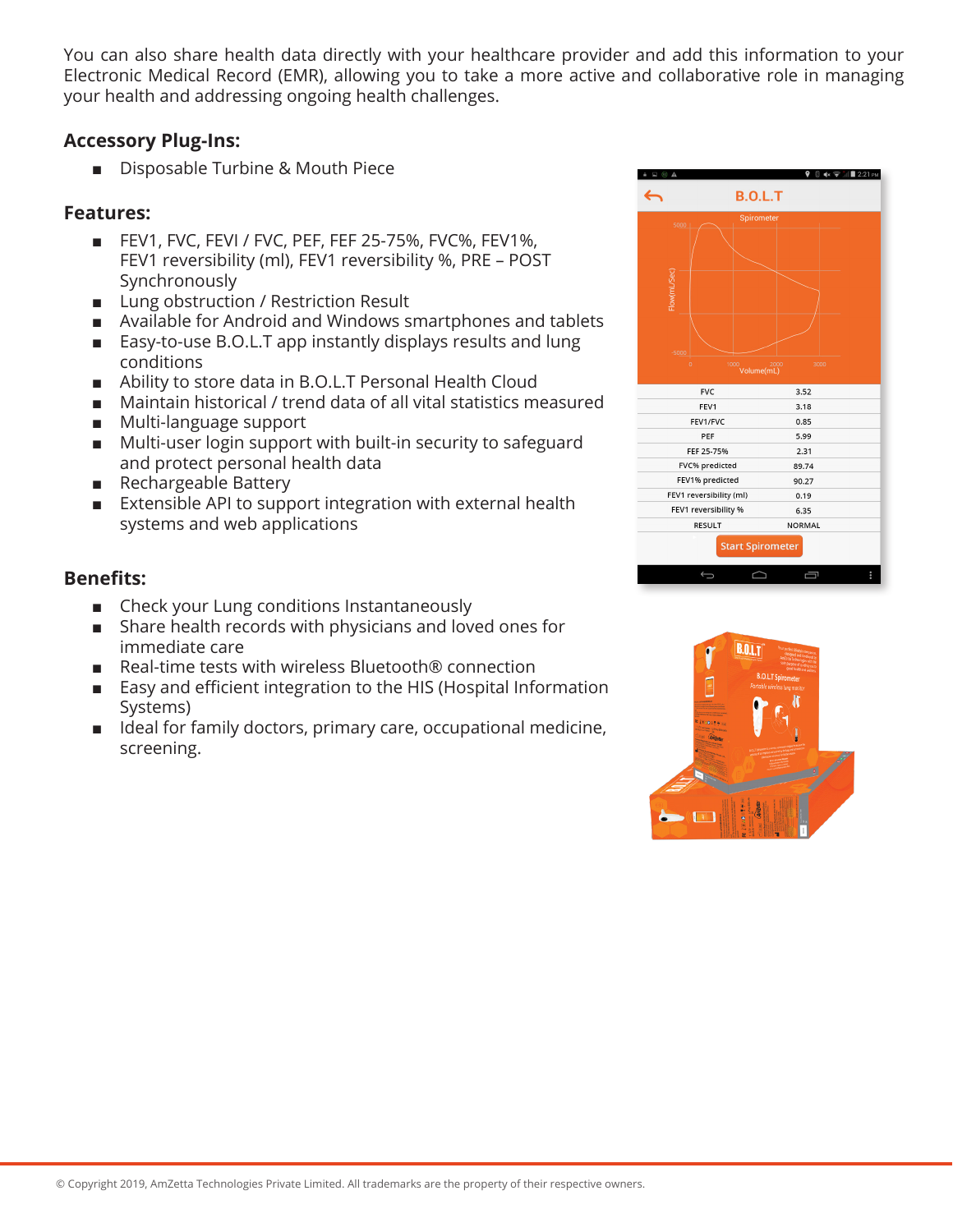You can also share health data directly with your healthcare provider and add this information to your Electronic Medical Record (EMR), allowing you to take a more active and collaborative role in managing your health and addressing ongoing health challenges.

### Accessory Plug-Ins:

- Disposable Turbine & Mouth Piece

### Features:

- FEV1, FVC, FEVI / FVC, PEF, FEF 25-75%, FVC%, FEV1%, FEV1 reversibility (ml), FEV1 reversibility %, PRE – POST Synchronously
- Lung obstruction / Restriction Result
- Available for Android and Windows smartphones and tablets
- Easy-to-use B.O.L.T app instantly displays results and lung conditions
- Ability to store data in B.O.L.T Personal Health Cloud
- Maintain historical / trend data of all vital statistics measured
- Multi-language support
- Multi-user login support with built-in security to safeguard and protect personal health data
- Rechargeable Battery
- Extensible API to support integration with external health systems and web applications

### Benefits:

- Check your Lung conditions Instantaneously
- Share health records with physicians and loved ones for immediate care
- Real-time tests with wireless Bluetooth® connection
- Easy and efficient integration to the HIS (Hospital Information Systems)
- Ideal for family doctors, primary care, occupational medicine, screening.

© Copyright 2019, AmZetta Technologies Private Limited. All trademarks are the property of their respective owners.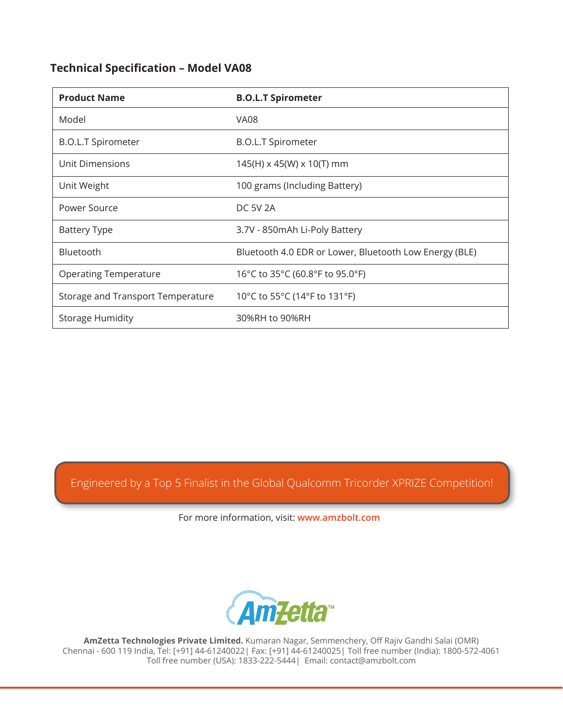## Technical Specification – Model VA08

| **Product Name** | **B.O.L.T Spirometer** |
|---|---|
| Model | VA08 |
| B.O.L.T Spirometer | B.O.L.T Spirometer |
| Unit Dimensions | 145(H) x 45(W) x 10(T) mm |
| Unit Weight | 100 grams (Including Battery) |
| Power Source | DC 5V 2A |
| Battery Type | 3.7V - 850mAh Li-Poly Battery |
| Bluetooth | Bluetooth 4.0 EDR or Lower, Bluetooth Low Energy (BLE) |
| Operating Temperature | 16°C to 35°C (60.8°F to 95.0°F) |
| Storage and Transport Temperature | 10°C to 55°C (14°F to 131°F) |
| Storage Humidity | 30%RH to 90%RH |

Engineered by a Top 5 Finalist in the Global Qualcomm Tricorder XPRIZE Competition!

For more information, visit: www.amzbolt.com

AmZetta™

**AmZetta Technologies Private Limited.** Kumaran Nagar, Semmenchery, Off Rajiv Gandhi Salai (OMR) Chennai - 600 119 India, Tel: [+91] 44-61240022| Fax: [+91] 44-61240025| Toll free number (India): 1800-572-4061 Toll free number (USA): 1833-222-5444| Email: contact@amzbolt.com